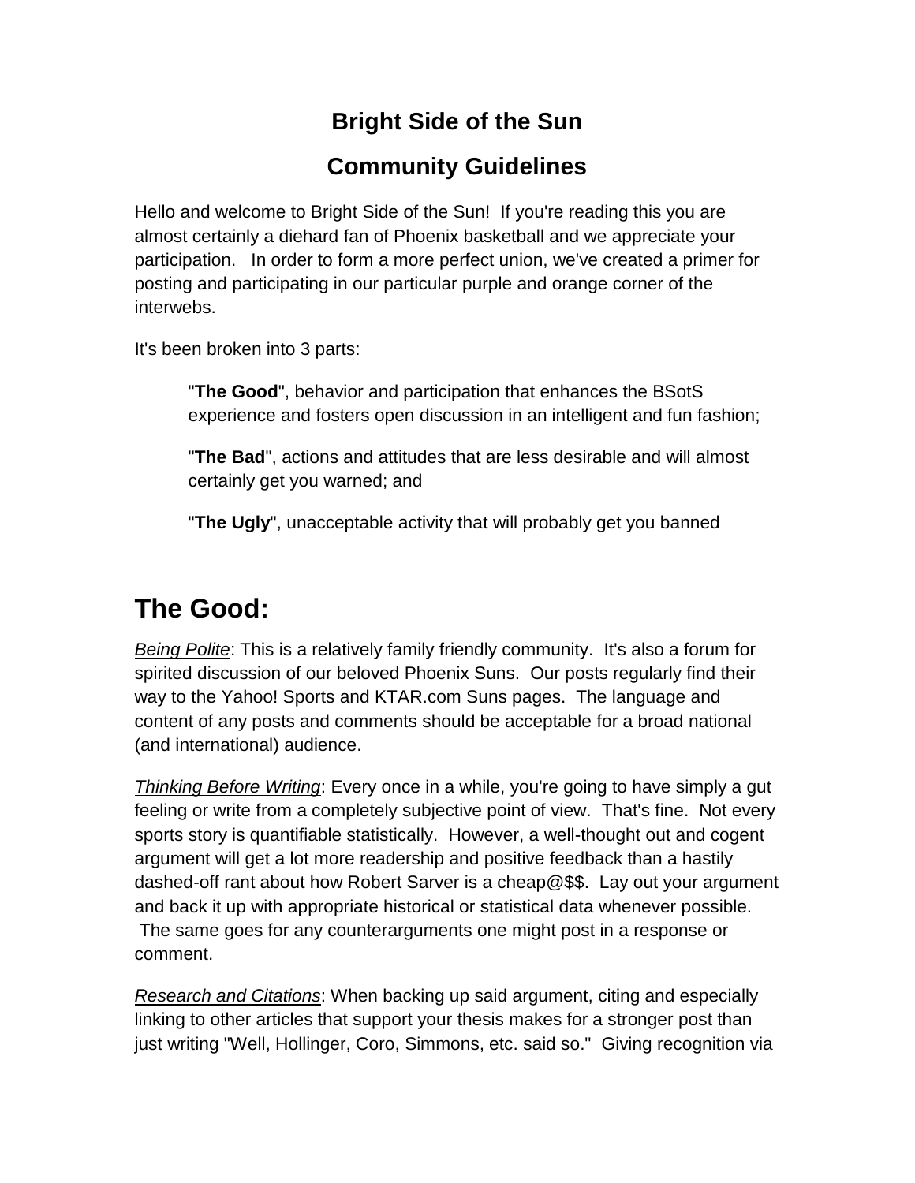# Bright Side of the Sun

## Community Guidelines

Hello and welcome to Bright Side of the Sun! If you're reading this you are almost certainly a diehard fan of Phoenix basketball and we appreciate your participation. In order to form a more perfect union, we've created a primer for posting and participating in our particular purple and orange corner of the interwebs.

It's been broken into 3 parts:

> "**The Good**", behavior and participation that enhances the BSotS experience and fosters open discussion in an intelligent and fun fashion;
>
> "**The Bad**", actions and attitudes that are less desirable and will almost certainly get you warned; and
>
> "**The Ugly**", unacceptable activity that will probably get you banned

# The Good:

*Being Polite*: This is a relatively family friendly community. It's also a forum for spirited discussion of our beloved Phoenix Suns. Our posts regularly find their way to the Yahoo! Sports and KTAR.com Suns pages. The language and content of any posts and comments should be acceptable for a broad national (and international) audience.

*Thinking Before Writing*: Every once in a while, you're going to have simply a gut feeling or write from a completely subjective point of view. That's fine. Not every sports story is quantifiable statistically. However, a well-thought out and cogent argument will get a lot more readership and positive feedback than a hastily dashed-off rant about how Robert Sarver is a cheap@$$. Lay out your argument and back it up with appropriate historical or statistical data whenever possible. The same goes for any counterarguments one might post in a response or comment.

*Research and Citations*: When backing up said argument, citing and especially linking to other articles that support your thesis makes for a stronger post than just writing "Well, Hollinger, Coro, Simmons, etc. said so." Giving recognition via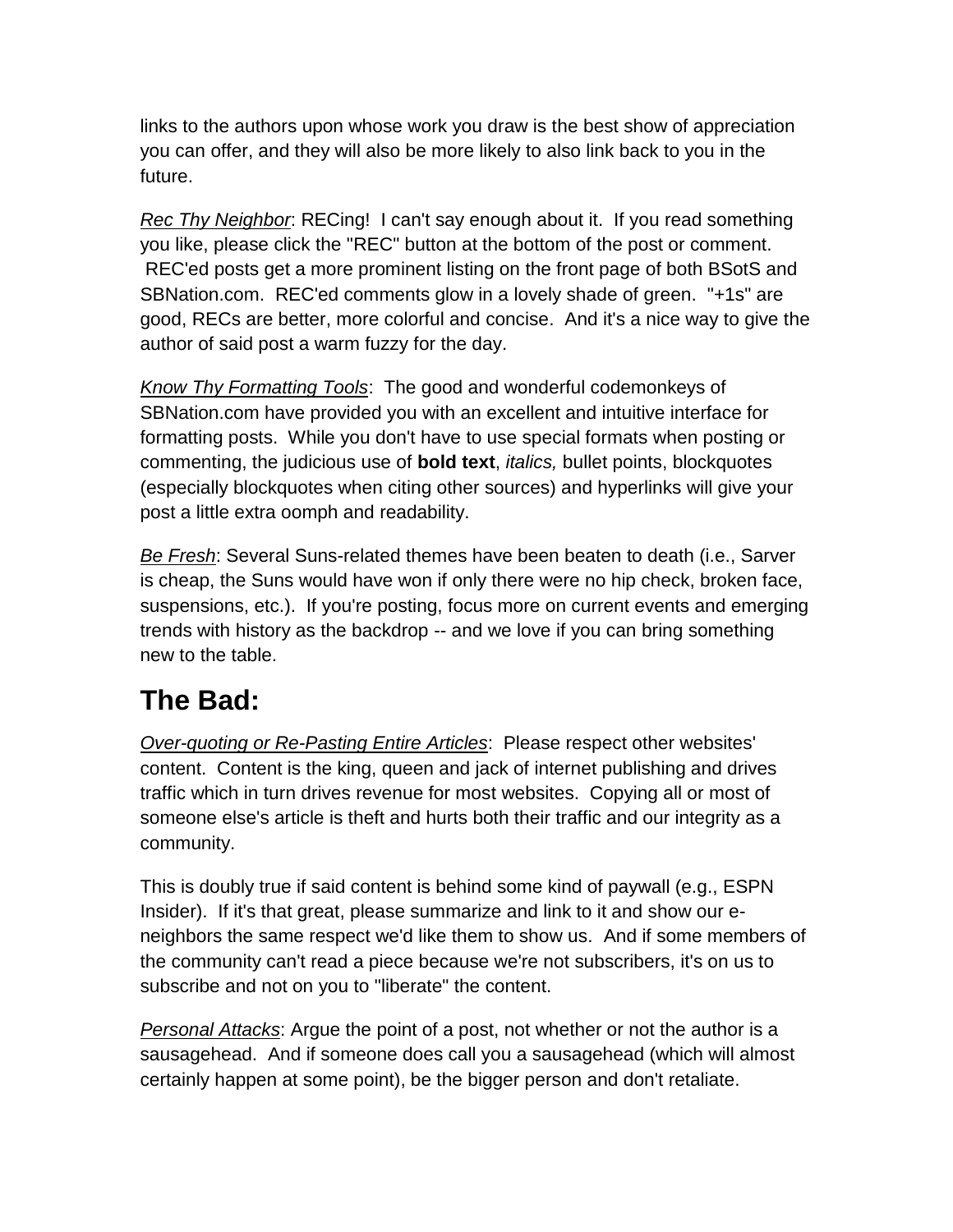links to the authors upon whose work you draw is the best show of appreciation you can offer, and they will also be more likely to also link back to you in the future.

*Rec Thy Neighbor*: RECing! I can't say enough about it. If you read something you like, please click the "REC" button at the bottom of the post or comment. REC'ed posts get a more prominent listing on the front page of both BSotS and SBNation.com. REC'ed comments glow in a lovely shade of green. "+1s" are good, RECs are better, more colorful and concise. And it's a nice way to give the author of said post a warm fuzzy for the day.

*Know Thy Formatting Tools*: The good and wonderful codemonkeys of SBNation.com have provided you with an excellent and intuitive interface for formatting posts. While you don't have to use special formats when posting or commenting, the judicious use of **bold text**, *italics,* bullet points, blockquotes (especially blockquotes when citing other sources) and hyperlinks will give your post a little extra oomph and readability.

*Be Fresh*: Several Suns-related themes have been beaten to death (i.e., Sarver is cheap, the Suns would have won if only there were no hip check, broken face, suspensions, etc.). If you're posting, focus more on current events and emerging trends with history as the backdrop -- and we love if you can bring something new to the table.

## The Bad:

*Over-quoting or Re-Pasting Entire Articles*: Please respect other websites' content. Content is the king, queen and jack of internet publishing and drives traffic which in turn drives revenue for most websites. Copying all or most of someone else's article is theft and hurts both their traffic and our integrity as a community.

This is doubly true if said content is behind some kind of paywall (e.g., ESPN Insider). If it's that great, please summarize and link to it and show our e-neighbors the same respect we'd like them to show us. And if some members of the community can't read a piece because we're not subscribers, it's on us to subscribe and not on you to "liberate" the content.

*Personal Attacks*: Argue the point of a post, not whether or not the author is a sausagehead. And if someone does call you a sausagehead (which will almost certainly happen at some point), be the bigger person and don't retaliate.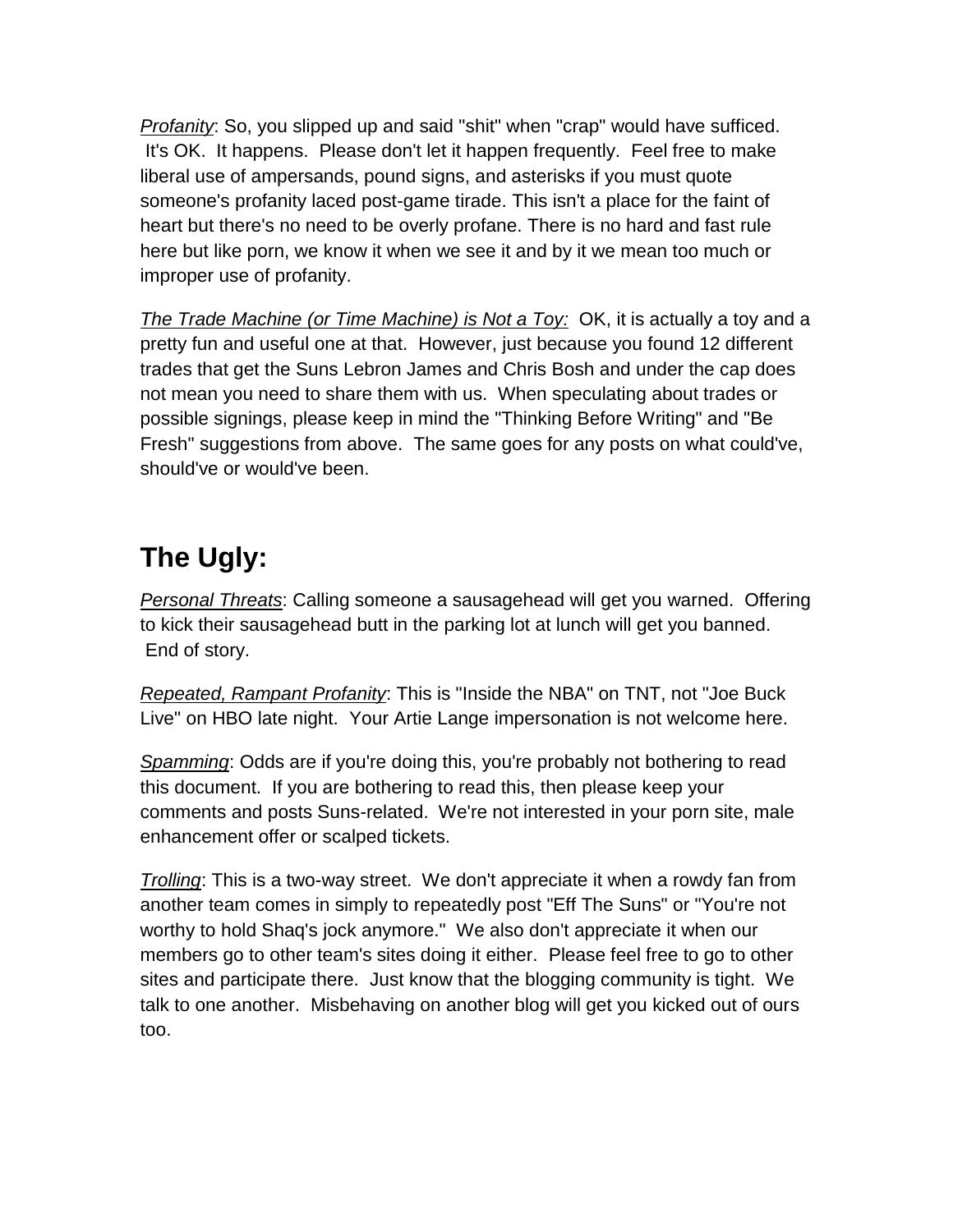*Profanity*: So, you slipped up and said "shit" when "crap" would have sufficed. It's OK. It happens. Please don't let it happen frequently. Feel free to make liberal use of ampersands, pound signs, and asterisks if you must quote someone's profanity laced post-game tirade. This isn't a place for the faint of heart but there's no need to be overly profane. There is no hard and fast rule here but like porn, we know it when we see it and by it we mean too much or improper use of profanity.

*The Trade Machine (or Time Machine) is Not a Toy:* OK, it is actually a toy and a pretty fun and useful one at that. However, just because you found 12 different trades that get the Suns Lebron James and Chris Bosh and under the cap does not mean you need to share them with us. When speculating about trades or possible signings, please keep in mind the "Thinking Before Writing" and "Be Fresh" suggestions from above. The same goes for any posts on what could've, should've or would've been.

## The Ugly:

*Personal Threats*: Calling someone a sausagehead will get you warned. Offering to kick their sausagehead butt in the parking lot at lunch will get you banned. End of story.

*Repeated, Rampant Profanity*: This is "Inside the NBA" on TNT, not "Joe Buck Live" on HBO late night. Your Artie Lange impersonation is not welcome here.

*Spamming*: Odds are if you're doing this, you're probably not bothering to read this document. If you are bothering to read this, then please keep your comments and posts Suns-related. We're not interested in your porn site, male enhancement offer or scalped tickets.

*Trolling*: This is a two-way street. We don't appreciate it when a rowdy fan from another team comes in simply to repeatedly post "Eff The Suns" or "You're not worthy to hold Shaq's jock anymore." We also don't appreciate it when our members go to other team's sites doing it either. Please feel free to go to other sites and participate there. Just know that the blogging community is tight. We talk to one another. Misbehaving on another blog will get you kicked out of ours too.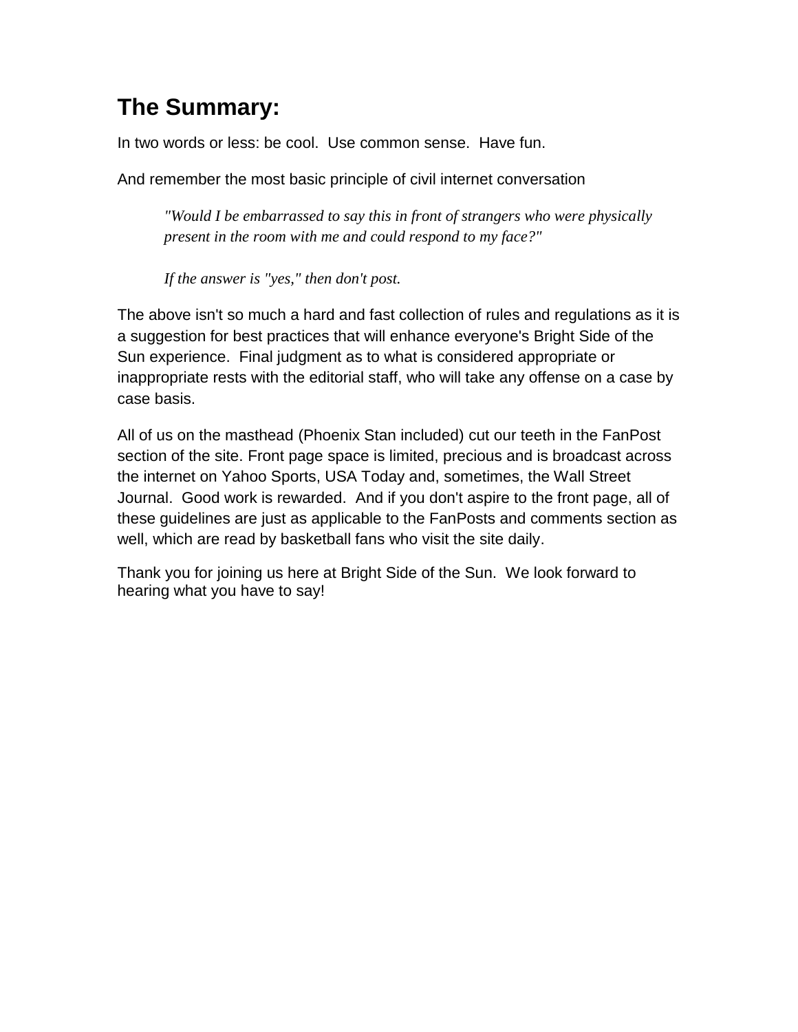## The Summary:

In two words or less: be cool.  Use common sense.  Have fun.

And remember the most basic principle of civil internet conversation

> *"Would I be embarrassed to say this in front of strangers who were physically present in the room with me and could respond to my face?"*
>
> *If the answer is "yes," then don't post.*

The above isn't so much a hard and fast collection of rules and regulations as it is a suggestion for best practices that will enhance everyone's Bright Side of the Sun experience.  Final judgment as to what is considered appropriate or inappropriate rests with the editorial staff, who will take any offense on a case by case basis.

All of us on the masthead (Phoenix Stan included) cut our teeth in the FanPost section of the site. Front page space is limited, precious and is broadcast across the internet on Yahoo Sports, USA Today and, sometimes, the Wall Street Journal.  Good work is rewarded.  And if you don't aspire to the front page, all of these guidelines are just as applicable to the FanPosts and comments section as well, which are read by basketball fans who visit the site daily.

Thank you for joining us here at Bright Side of the Sun.  We look forward to hearing what you have to say!